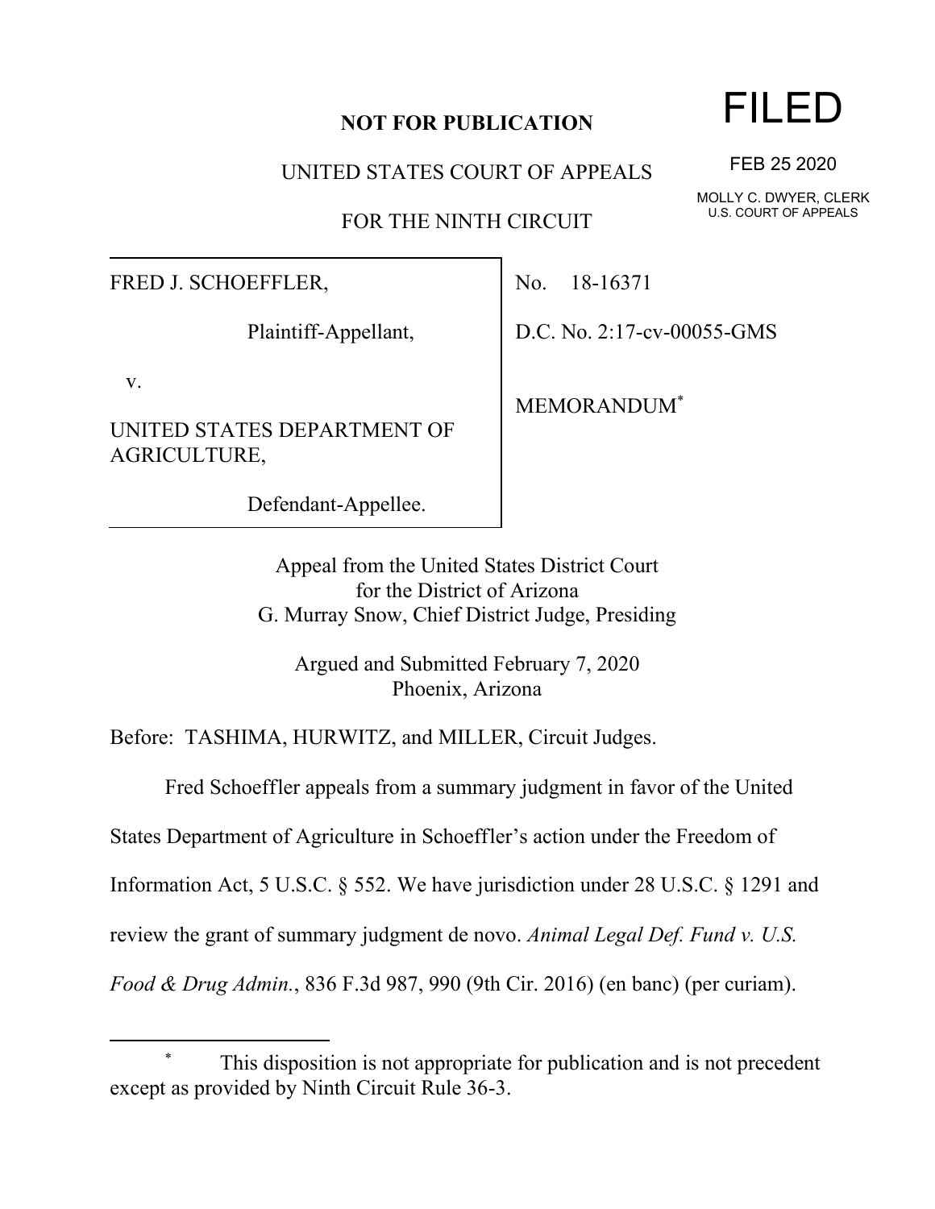**NOT FOR PUBLICATION**

FILED

FEB 25 2020

MOLLY C. DWYER, CLERK
U.S. COURT OF APPEALS

UNITED STATES COURT OF APPEALS

FOR THE NINTH CIRCUIT

| | |
|---|---|
| FRED J. SCHOEFFLER,<br><br>Plaintiff-Appellant,<br><br>v.<br><br>UNITED STATES DEPARTMENT OF AGRICULTURE,<br><br>Defendant-Appellee. | No. 18-16371<br><br>D.C. No. 2:17-cv-00055-GMS<br><br>MEMORANDUM* |

Appeal from the United States District Court
for the District of Arizona
G. Murray Snow, Chief District Judge, Presiding

Argued and Submitted February 7, 2020
Phoenix, Arizona

Before: TASHIMA, HURWITZ, and MILLER, Circuit Judges.

Fred Schoeffler appeals from a summary judgment in favor of the United States Department of Agriculture in Schoeffler's action under the Freedom of Information Act, 5 U.S.C. § 552. We have jurisdiction under 28 U.S.C. § 1291 and review the grant of summary judgment de novo. *Animal Legal Def. Fund v. U.S. Food & Drug Admin.*, 836 F.3d 987, 990 (9th Cir. 2016) (en banc) (per curiam).

---

\* This disposition is not appropriate for publication and is not precedent except as provided by Ninth Circuit Rule 36-3.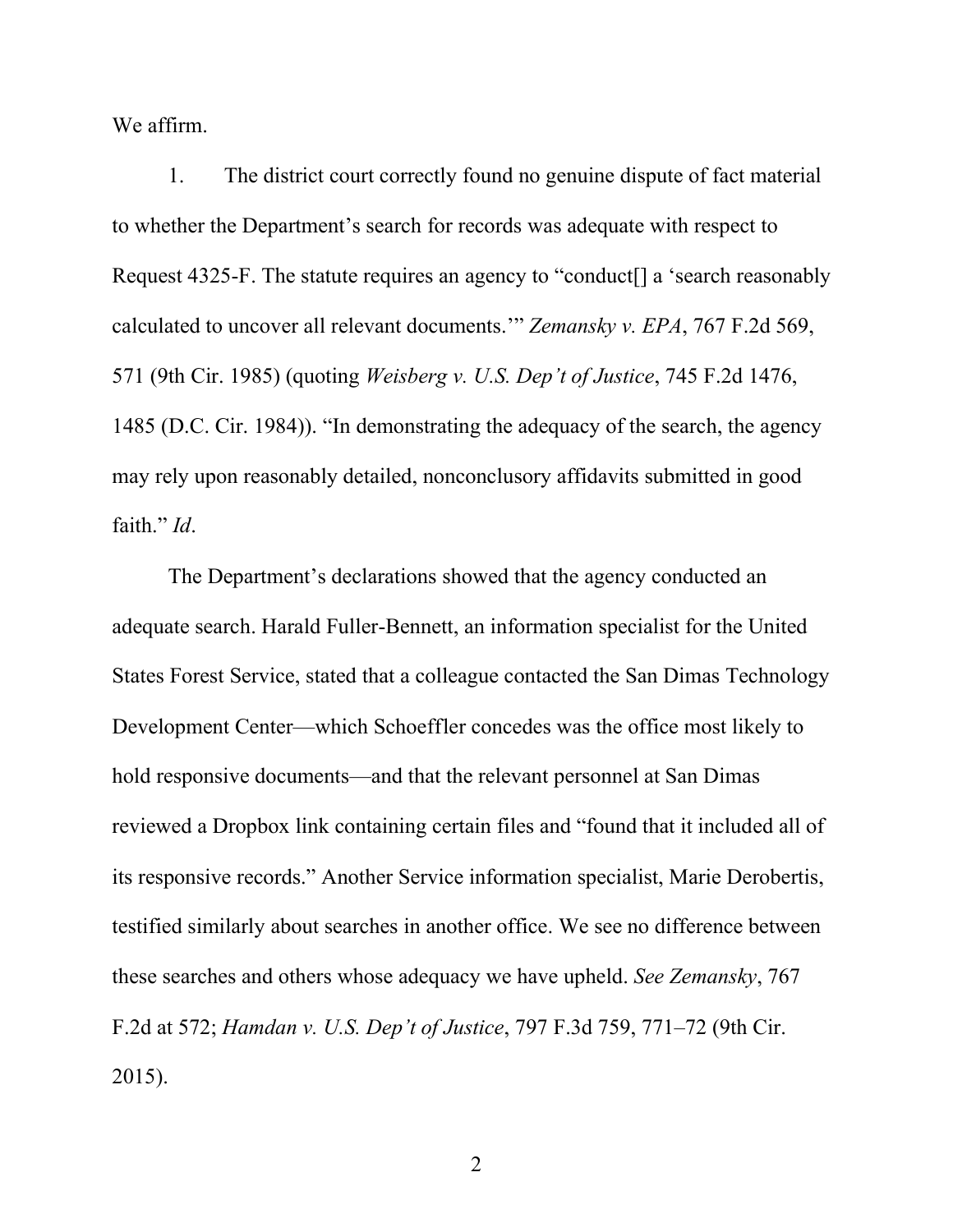We affirm.

1. The district court correctly found no genuine dispute of fact material to whether the Department's search for records was adequate with respect to Request 4325-F. The statute requires an agency to "conduct[] a 'search reasonably calculated to uncover all relevant documents.'" *Zemansky v. EPA*, 767 F.2d 569, 571 (9th Cir. 1985) (quoting *Weisberg v. U.S. Dep't of Justice*, 745 F.2d 1476, 1485 (D.C. Cir. 1984)). "In demonstrating the adequacy of the search, the agency may rely upon reasonably detailed, nonconclusory affidavits submitted in good faith." *Id*.

The Department's declarations showed that the agency conducted an adequate search. Harald Fuller-Bennett, an information specialist for the United States Forest Service, stated that a colleague contacted the San Dimas Technology Development Center—which Schoeffler concedes was the office most likely to hold responsive documents—and that the relevant personnel at San Dimas reviewed a Dropbox link containing certain files and "found that it included all of its responsive records." Another Service information specialist, Marie Derobertis, testified similarly about searches in another office. We see no difference between these searches and others whose adequacy we have upheld. *See Zemansky*, 767 F.2d at 572; *Hamdan v. U.S. Dep't of Justice*, 797 F.3d 759, 771–72 (9th Cir. 2015).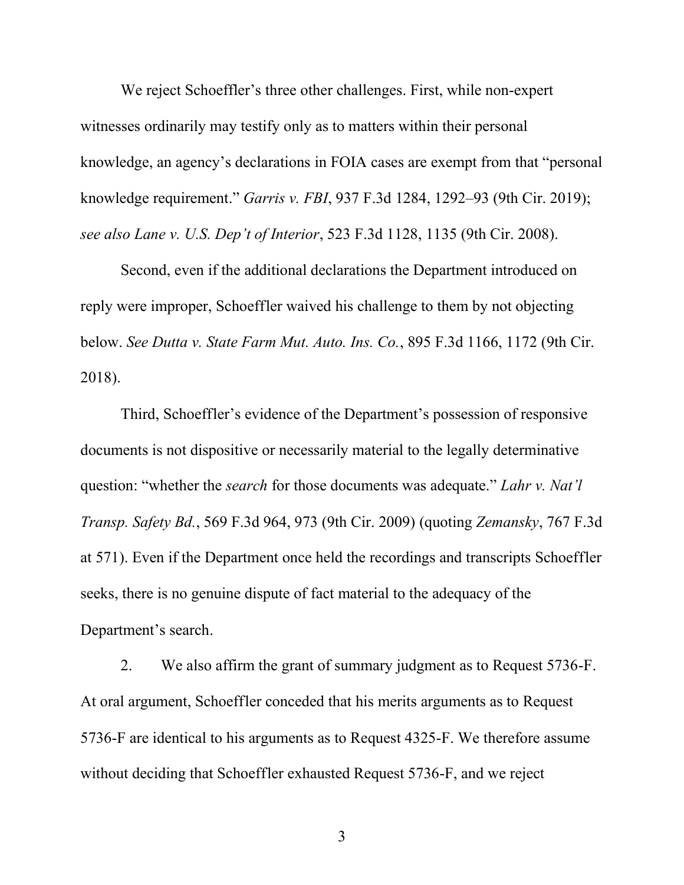We reject Schoeffler's three other challenges. First, while non-expert witnesses ordinarily may testify only as to matters within their personal knowledge, an agency's declarations in FOIA cases are exempt from that "personal knowledge requirement." *Garris v. FBI*, 937 F.3d 1284, 1292–93 (9th Cir. 2019); *see also Lane v. U.S. Dep't of Interior*, 523 F.3d 1128, 1135 (9th Cir. 2008).

Second, even if the additional declarations the Department introduced on reply were improper, Schoeffler waived his challenge to them by not objecting below. *See Dutta v. State Farm Mut. Auto. Ins. Co.*, 895 F.3d 1166, 1172 (9th Cir. 2018).

Third, Schoeffler's evidence of the Department's possession of responsive documents is not dispositive or necessarily material to the legally determinative question: "whether the *search* for those documents was adequate." *Lahr v. Nat'l Transp. Safety Bd.*, 569 F.3d 964, 973 (9th Cir. 2009) (quoting *Zemansky*, 767 F.3d at 571). Even if the Department once held the recordings and transcripts Schoeffler seeks, there is no genuine dispute of fact material to the adequacy of the Department's search.

2. We also affirm the grant of summary judgment as to Request 5736-F. At oral argument, Schoeffler conceded that his merits arguments as to Request 5736-F are identical to his arguments as to Request 4325-F. We therefore assume without deciding that Schoeffler exhausted Request 5736-F, and we reject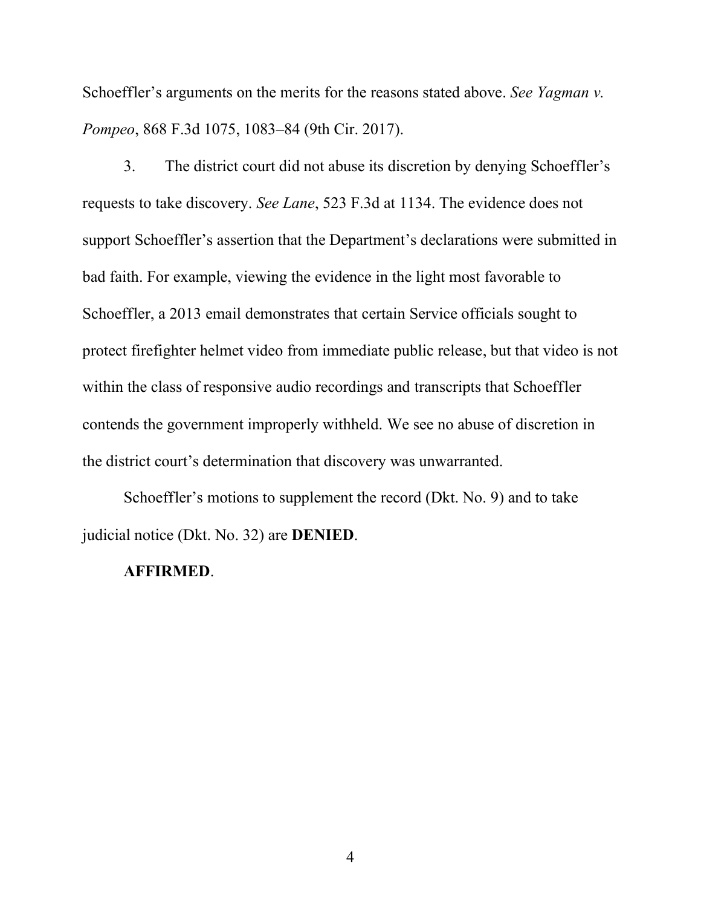Schoeffler's arguments on the merits for the reasons stated above. *See Yagman v. Pompeo*, 868 F.3d 1075, 1083–84 (9th Cir. 2017).

3. The district court did not abuse its discretion by denying Schoeffler's requests to take discovery. *See Lane*, 523 F.3d at 1134. The evidence does not support Schoeffler's assertion that the Department's declarations were submitted in bad faith. For example, viewing the evidence in the light most favorable to Schoeffler, a 2013 email demonstrates that certain Service officials sought to protect firefighter helmet video from immediate public release, but that video is not within the class of responsive audio recordings and transcripts that Schoeffler contends the government improperly withheld. We see no abuse of discretion in the district court's determination that discovery was unwarranted.

Schoeffler's motions to supplement the record (Dkt. No. 9) and to take judicial notice (Dkt. No. 32) are **DENIED**.

**AFFIRMED**.